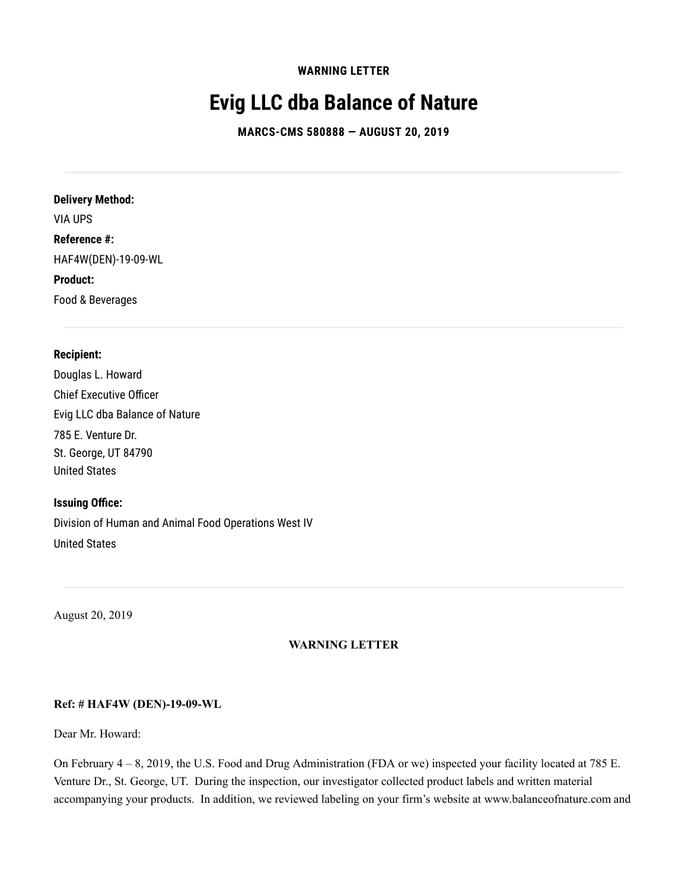**WARNING LETTER**

# Evig LLC dba Balance of Nature

**MARCS-CMS 580888 — AUGUST 20, 2019**

---

**Delivery Method:**

VIA UPS

**Reference #:**

HAF4W(DEN)-19-09-WL

**Product:**

Food & Beverages

---

**Recipient:**

Douglas L. Howard

Chief Executive Officer

Evig LLC dba Balance of Nature

785 E. Venture Dr.
St. George, UT 84790
United States

**Issuing Office:**

Division of Human and Animal Food Operations West IV

United States

---

August 20, 2019

**WARNING LETTER**

**Ref: # HAF4W (DEN)-19-09-WL**

Dear Mr. Howard:

On February 4 – 8, 2019, the U.S. Food and Drug Administration (FDA or we) inspected your facility located at 785 E. Venture Dr., St. George, UT. During the inspection, our investigator collected product labels and written material accompanying your products. In addition, we reviewed labeling on your firm's website at www.balanceofnature.com and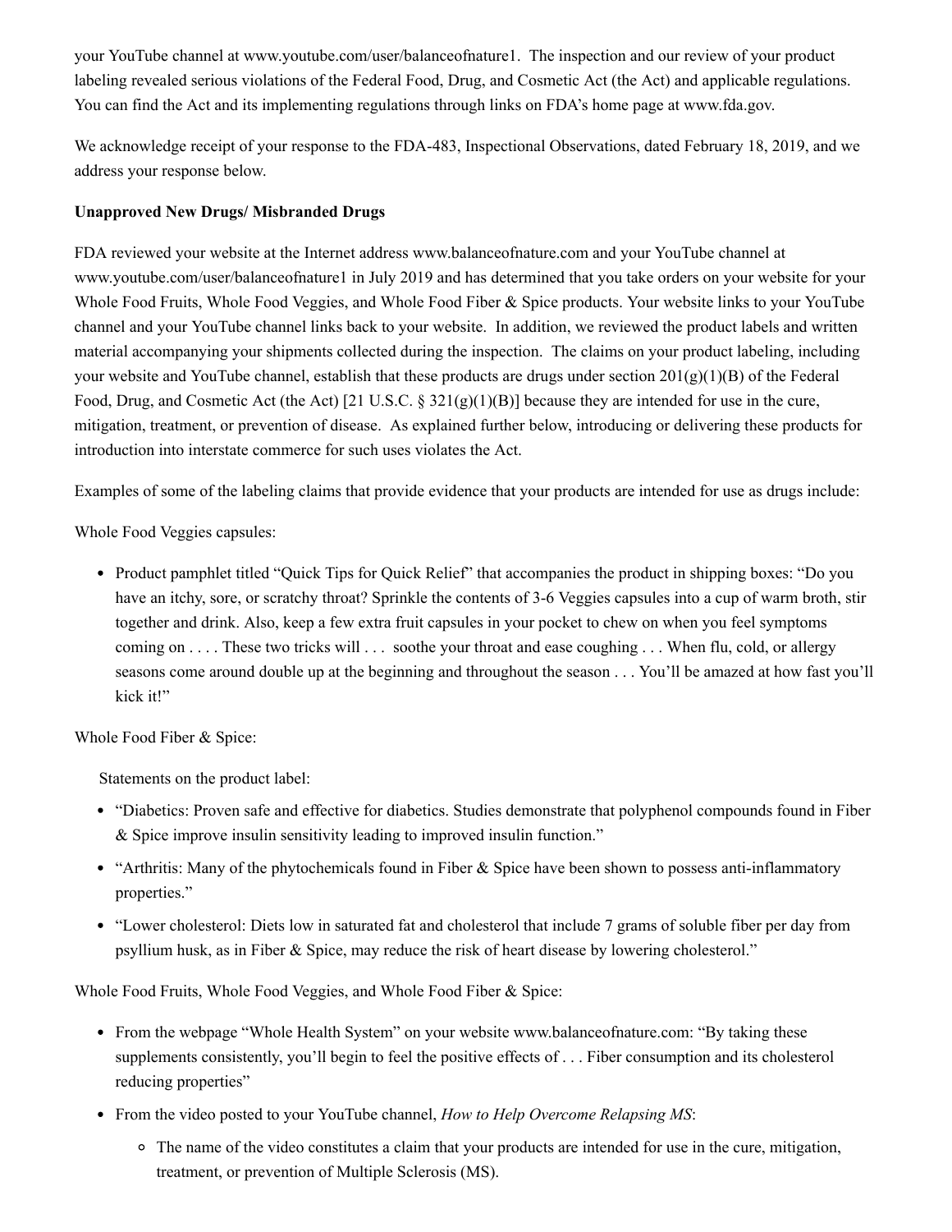your YouTube channel at www.youtube.com/user/balanceofnature1. The inspection and our review of your product labeling revealed serious violations of the Federal Food, Drug, and Cosmetic Act (the Act) and applicable regulations. You can find the Act and its implementing regulations through links on FDA's home page at www.fda.gov.

We acknowledge receipt of your response to the FDA-483, Inspectional Observations, dated February 18, 2019, and we address your response below.

**Unapproved New Drugs/ Misbranded Drugs**

FDA reviewed your website at the Internet address www.balanceofnature.com and your YouTube channel at www.youtube.com/user/balanceofnature1 in July 2019 and has determined that you take orders on your website for your Whole Food Fruits, Whole Food Veggies, and Whole Food Fiber & Spice products. Your website links to your YouTube channel and your YouTube channel links back to your website. In addition, we reviewed the product labels and written material accompanying your shipments collected during the inspection. The claims on your product labeling, including your website and YouTube channel, establish that these products are drugs under section 201(g)(1)(B) of the Federal Food, Drug, and Cosmetic Act (the Act) [21 U.S.C. § 321(g)(1)(B)] because they are intended for use in the cure, mitigation, treatment, or prevention of disease. As explained further below, introducing or delivering these products for introduction into interstate commerce for such uses violates the Act.

Examples of some of the labeling claims that provide evidence that your products are intended for use as drugs include:

Whole Food Veggies capsules:

- Product pamphlet titled "Quick Tips for Quick Relief" that accompanies the product in shipping boxes: "Do you have an itchy, sore, or scratchy throat? Sprinkle the contents of 3-6 Veggies capsules into a cup of warm broth, stir together and drink. Also, keep a few extra fruit capsules in your pocket to chew on when you feel symptoms coming on . . . . These two tricks will . . . soothe your throat and ease coughing . . . When flu, cold, or allergy seasons come around double up at the beginning and throughout the season . . . You'll be amazed at how fast you'll kick it!"

Whole Food Fiber & Spice:

Statements on the product label:

- "Diabetics: Proven safe and effective for diabetics. Studies demonstrate that polyphenol compounds found in Fiber & Spice improve insulin sensitivity leading to improved insulin function."
- "Arthritis: Many of the phytochemicals found in Fiber & Spice have been shown to possess anti-inflammatory properties."
- "Lower cholesterol: Diets low in saturated fat and cholesterol that include 7 grams of soluble fiber per day from psyllium husk, as in Fiber & Spice, may reduce the risk of heart disease by lowering cholesterol."

Whole Food Fruits, Whole Food Veggies, and Whole Food Fiber & Spice:

- From the webpage "Whole Health System" on your website www.balanceofnature.com: "By taking these supplements consistently, you'll begin to feel the positive effects of . . . Fiber consumption and its cholesterol reducing properties"
- From the video posted to your YouTube channel, *How to Help Overcome Relapsing MS*:
  - The name of the video constitutes a claim that your products are intended for use in the cure, mitigation, treatment, or prevention of Multiple Sclerosis (MS).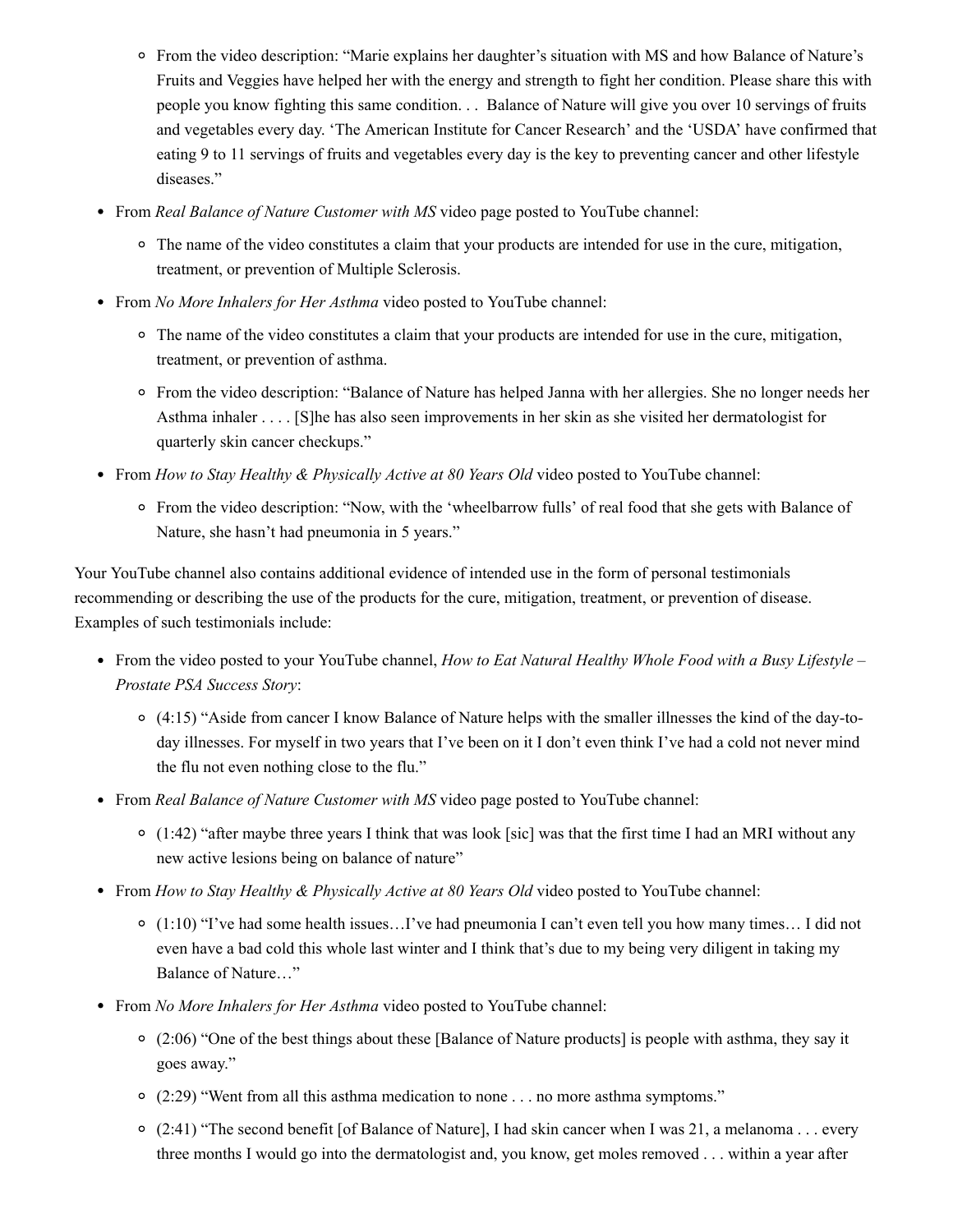- From the video description: "Marie explains her daughter's situation with MS and how Balance of Nature's Fruits and Veggies have helped her with the energy and strength to fight her condition. Please share this with people you know fighting this same condition. . . Balance of Nature will give you over 10 servings of fruits and vegetables every day. 'The American Institute for Cancer Research' and the 'USDA' have confirmed that eating 9 to 11 servings of fruits and vegetables every day is the key to preventing cancer and other lifestyle diseases."

- From *Real Balance of Nature Customer with MS* video page posted to YouTube channel:
  - The name of the video constitutes a claim that your products are intended for use in the cure, mitigation, treatment, or prevention of Multiple Sclerosis.
- From *No More Inhalers for Her Asthma* video posted to YouTube channel:
  - The name of the video constitutes a claim that your products are intended for use in the cure, mitigation, treatment, or prevention of asthma.
  - From the video description: "Balance of Nature has helped Janna with her allergies. She no longer needs her Asthma inhaler . . . . [S]he has also seen improvements in her skin as she visited her dermatologist for quarterly skin cancer checkups."
- From *How to Stay Healthy & Physically Active at 80 Years Old* video posted to YouTube channel:
  - From the video description: "Now, with the 'wheelbarrow fulls' of real food that she gets with Balance of Nature, she hasn't had pneumonia in 5 years."

Your YouTube channel also contains additional evidence of intended use in the form of personal testimonials recommending or describing the use of the products for the cure, mitigation, treatment, or prevention of disease. Examples of such testimonials include:

- From the video posted to your YouTube channel, *How to Eat Natural Healthy Whole Food with a Busy Lifestyle – Prostate PSA Success Story*:
  - (4:15) "Aside from cancer I know Balance of Nature helps with the smaller illnesses the kind of the day-to-day illnesses. For myself in two years that I've been on it I don't even think I've had a cold not never mind the flu not even nothing close to the flu."
- From *Real Balance of Nature Customer with MS* video page posted to YouTube channel:
  - (1:42) "after maybe three years I think that was look [sic] was that the first time I had an MRI without any new active lesions being on balance of nature"
- From *How to Stay Healthy & Physically Active at 80 Years Old* video posted to YouTube channel:
  - (1:10) "I've had some health issues…I've had pneumonia I can't even tell you how many times… I did not even have a bad cold this whole last winter and I think that's due to my being very diligent in taking my Balance of Nature…"
- From *No More Inhalers for Her Asthma* video posted to YouTube channel:
  - (2:06) "One of the best things about these [Balance of Nature products] is people with asthma, they say it goes away."
  - (2:29) "Went from all this asthma medication to none . . . no more asthma symptoms."
  - (2:41) "The second benefit [of Balance of Nature], I had skin cancer when I was 21, a melanoma . . . every three months I would go into the dermatologist and, you know, get moles removed . . . within a year after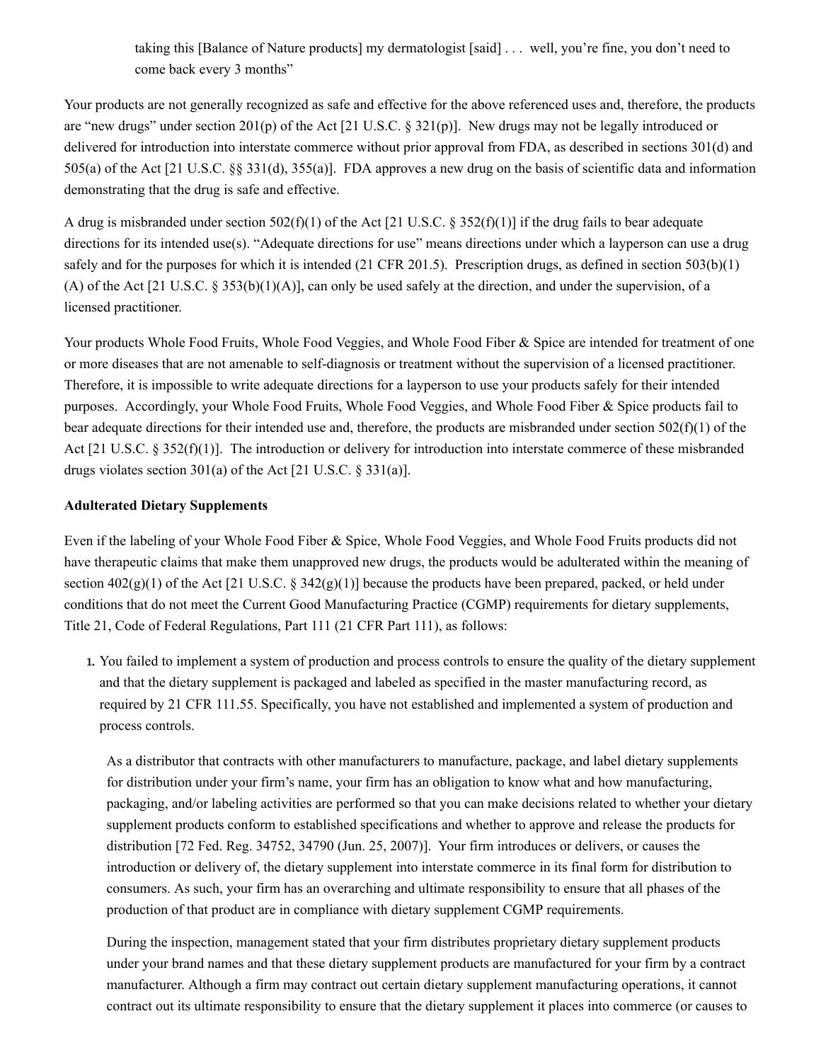> taking this [Balance of Nature products] my dermatologist [said] . . . well, you're fine, you don't need to come back every 3 months"

Your products are not generally recognized as safe and effective for the above referenced uses and, therefore, the products are "new drugs" under section 201(p) of the Act [21 U.S.C. § 321(p)]. New drugs may not be legally introduced or delivered for introduction into interstate commerce without prior approval from FDA, as described in sections 301(d) and 505(a) of the Act [21 U.S.C. §§ 331(d), 355(a)]. FDA approves a new drug on the basis of scientific data and information demonstrating that the drug is safe and effective.

A drug is misbranded under section 502(f)(1) of the Act [21 U.S.C. § 352(f)(1)] if the drug fails to bear adequate directions for its intended use(s). "Adequate directions for use" means directions under which a layperson can use a drug safely and for the purposes for which it is intended (21 CFR 201.5). Prescription drugs, as defined in section 503(b)(1)(A) of the Act [21 U.S.C. § 353(b)(1)(A)], can only be used safely at the direction, and under the supervision, of a licensed practitioner.

Your products Whole Food Fruits, Whole Food Veggies, and Whole Food Fiber & Spice are intended for treatment of one or more diseases that are not amenable to self-diagnosis or treatment without the supervision of a licensed practitioner. Therefore, it is impossible to write adequate directions for a layperson to use your products safely for their intended purposes. Accordingly, your Whole Food Fruits, Whole Food Veggies, and Whole Food Fiber & Spice products fail to bear adequate directions for their intended use and, therefore, the products are misbranded under section 502(f)(1) of the Act [21 U.S.C. § 352(f)(1)]. The introduction or delivery for introduction into interstate commerce of these misbranded drugs violates section 301(a) of the Act [21 U.S.C. § 331(a)].

**Adulterated Dietary Supplements**

Even if the labeling of your Whole Food Fiber & Spice, Whole Food Veggies, and Whole Food Fruits products did not have therapeutic claims that make them unapproved new drugs, the products would be adulterated within the meaning of section 402(g)(1) of the Act [21 U.S.C. § 342(g)(1)] because the products have been prepared, packed, or held under conditions that do not meet the Current Good Manufacturing Practice (CGMP) requirements for dietary supplements, Title 21, Code of Federal Regulations, Part 111 (21 CFR Part 111), as follows:

1. You failed to implement a system of production and process controls to ensure the quality of the dietary supplement and that the dietary supplement is packaged and labeled as specified in the master manufacturing record, as required by 21 CFR 111.55. Specifically, you have not established and implemented a system of production and process controls.

   As a distributor that contracts with other manufacturers to manufacture, package, and label dietary supplements for distribution under your firm's name, your firm has an obligation to know what and how manufacturing, packaging, and/or labeling activities are performed so that you can make decisions related to whether your dietary supplement products conform to established specifications and whether to approve and release the products for distribution [72 Fed. Reg. 34752, 34790 (Jun. 25, 2007)]. Your firm introduces or delivers, or causes the introduction or delivery of, the dietary supplement into interstate commerce in its final form for distribution to consumers. As such, your firm has an overarching and ultimate responsibility to ensure that all phases of the production of that product are in compliance with dietary supplement CGMP requirements.

   During the inspection, management stated that your firm distributes proprietary dietary supplement products under your brand names and that these dietary supplement products are manufactured for your firm by a contract manufacturer. Although a firm may contract out certain dietary supplement manufacturing operations, it cannot contract out its ultimate responsibility to ensure that the dietary supplement it places into commerce (or causes to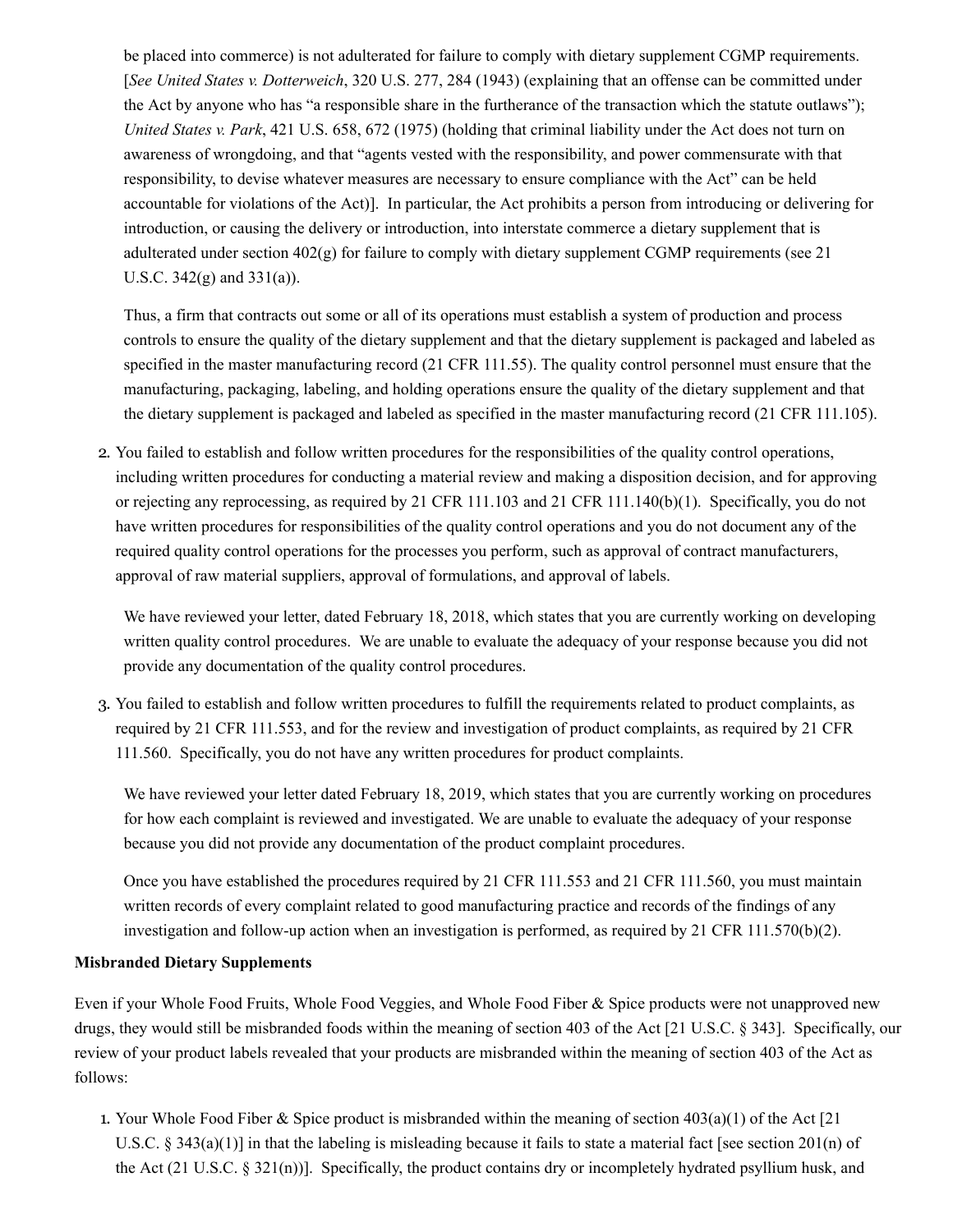be placed into commerce) is not adulterated for failure to comply with dietary supplement CGMP requirements. [*See United States v. Dotterweich*, 320 U.S. 277, 284 (1943) (explaining that an offense can be committed under the Act by anyone who has "a responsible share in the furtherance of the transaction which the statute outlaws"); *United States v. Park*, 421 U.S. 658, 672 (1975) (holding that criminal liability under the Act does not turn on awareness of wrongdoing, and that "agents vested with the responsibility, and power commensurate with that responsibility, to devise whatever measures are necessary to ensure compliance with the Act" can be held accountable for violations of the Act)]. In particular, the Act prohibits a person from introducing or delivering for introduction, or causing the delivery or introduction, into interstate commerce a dietary supplement that is adulterated under section 402(g) for failure to comply with dietary supplement CGMP requirements (see 21 U.S.C. 342(g) and 331(a)).

Thus, a firm that contracts out some or all of its operations must establish a system of production and process controls to ensure the quality of the dietary supplement and that the dietary supplement is packaged and labeled as specified in the master manufacturing record (21 CFR 111.55). The quality control personnel must ensure that the manufacturing, packaging, labeling, and holding operations ensure the quality of the dietary supplement and that the dietary supplement is packaged and labeled as specified in the master manufacturing record (21 CFR 111.105).

2. You failed to establish and follow written procedures for the responsibilities of the quality control operations, including written procedures for conducting a material review and making a disposition decision, and for approving or rejecting any reprocessing, as required by 21 CFR 111.103 and 21 CFR 111.140(b)(1). Specifically, you do not have written procedures for responsibilities of the quality control operations and you do not document any of the required quality control operations for the processes you perform, such as approval of contract manufacturers, approval of raw material suppliers, approval of formulations, and approval of labels.

   We have reviewed your letter, dated February 18, 2018, which states that you are currently working on developing written quality control procedures. We are unable to evaluate the adequacy of your response because you did not provide any documentation of the quality control procedures.

3. You failed to establish and follow written procedures to fulfill the requirements related to product complaints, as required by 21 CFR 111.553, and for the review and investigation of product complaints, as required by 21 CFR 111.560. Specifically, you do not have any written procedures for product complaints.

   We have reviewed your letter dated February 18, 2019, which states that you are currently working on procedures for how each complaint is reviewed and investigated. We are unable to evaluate the adequacy of your response because you did not provide any documentation of the product complaint procedures.

   Once you have established the procedures required by 21 CFR 111.553 and 21 CFR 111.560, you must maintain written records of every complaint related to good manufacturing practice and records of the findings of any investigation and follow-up action when an investigation is performed, as required by 21 CFR 111.570(b)(2).

**Misbranded Dietary Supplements**

Even if your Whole Food Fruits, Whole Food Veggies, and Whole Food Fiber & Spice products were not unapproved new drugs, they would still be misbranded foods within the meaning of section 403 of the Act [21 U.S.C. § 343]. Specifically, our review of your product labels revealed that your products are misbranded within the meaning of section 403 of the Act as follows:

1. Your Whole Food Fiber & Spice product is misbranded within the meaning of section 403(a)(1) of the Act [21 U.S.C. § 343(a)(1)] in that the labeling is misleading because it fails to state a material fact [see section 201(n) of the Act (21 U.S.C. § 321(n))]. Specifically, the product contains dry or incompletely hydrated psyllium husk, and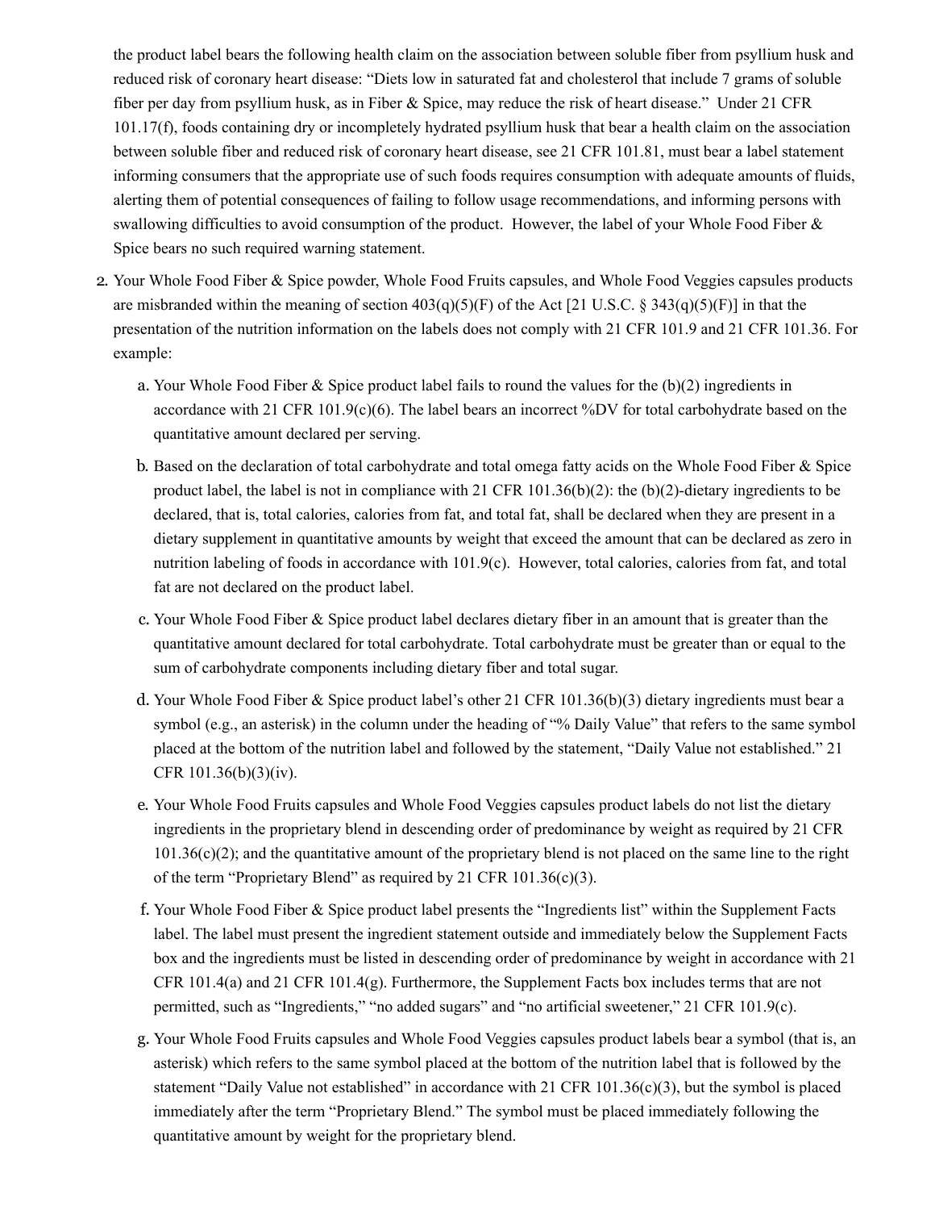the product label bears the following health claim on the association between soluble fiber from psyllium husk and reduced risk of coronary heart disease: "Diets low in saturated fat and cholesterol that include 7 grams of soluble fiber per day from psyllium husk, as in Fiber & Spice, may reduce the risk of heart disease." Under 21 CFR 101.17(f), foods containing dry or incompletely hydrated psyllium husk that bear a health claim on the association between soluble fiber and reduced risk of coronary heart disease, see 21 CFR 101.81, must bear a label statement informing consumers that the appropriate use of such foods requires consumption with adequate amounts of fluids, alerting them of potential consequences of failing to follow usage recommendations, and informing persons with swallowing difficulties to avoid consumption of the product. However, the label of your Whole Food Fiber & Spice bears no such required warning statement.

2. Your Whole Food Fiber & Spice powder, Whole Food Fruits capsules, and Whole Food Veggies capsules products are misbranded within the meaning of section 403(q)(5)(F) of the Act [21 U.S.C. § 343(q)(5)(F)] in that the presentation of the nutrition information on the labels does not comply with 21 CFR 101.9 and 21 CFR 101.36. For example:

   a. Your Whole Food Fiber & Spice product label fails to round the values for the (b)(2) ingredients in accordance with 21 CFR 101.9(c)(6). The label bears an incorrect %DV for total carbohydrate based on the quantitative amount declared per serving.

   b. Based on the declaration of total carbohydrate and total omega fatty acids on the Whole Food Fiber & Spice product label, the label is not in compliance with 21 CFR 101.36(b)(2): the (b)(2)-dietary ingredients to be declared, that is, total calories, calories from fat, and total fat, shall be declared when they are present in a dietary supplement in quantitative amounts by weight that exceed the amount that can be declared as zero in nutrition labeling of foods in accordance with 101.9(c). However, total calories, calories from fat, and total fat are not declared on the product label.

   c. Your Whole Food Fiber & Spice product label declares dietary fiber in an amount that is greater than the quantitative amount declared for total carbohydrate. Total carbohydrate must be greater than or equal to the sum of carbohydrate components including dietary fiber and total sugar.

   d. Your Whole Food Fiber & Spice product label's other 21 CFR 101.36(b)(3) dietary ingredients must bear a symbol (e.g., an asterisk) in the column under the heading of "% Daily Value" that refers to the same symbol placed at the bottom of the nutrition label and followed by the statement, "Daily Value not established." 21 CFR 101.36(b)(3)(iv).

   e. Your Whole Food Fruits capsules and Whole Food Veggies capsules product labels do not list the dietary ingredients in the proprietary blend in descending order of predominance by weight as required by 21 CFR 101.36(c)(2); and the quantitative amount of the proprietary blend is not placed on the same line to the right of the term "Proprietary Blend" as required by 21 CFR 101.36(c)(3).

   f. Your Whole Food Fiber & Spice product label presents the "Ingredients list" within the Supplement Facts label. The label must present the ingredient statement outside and immediately below the Supplement Facts box and the ingredients must be listed in descending order of predominance by weight in accordance with 21 CFR 101.4(a) and 21 CFR 101.4(g). Furthermore, the Supplement Facts box includes terms that are not permitted, such as "Ingredients," "no added sugars" and "no artificial sweetener," 21 CFR 101.9(c).

   g. Your Whole Food Fruits capsules and Whole Food Veggies capsules product labels bear a symbol (that is, an asterisk) which refers to the same symbol placed at the bottom of the nutrition label that is followed by the statement "Daily Value not established" in accordance with 21 CFR 101.36(c)(3), but the symbol is placed immediately after the term "Proprietary Blend." The symbol must be placed immediately following the quantitative amount by weight for the proprietary blend.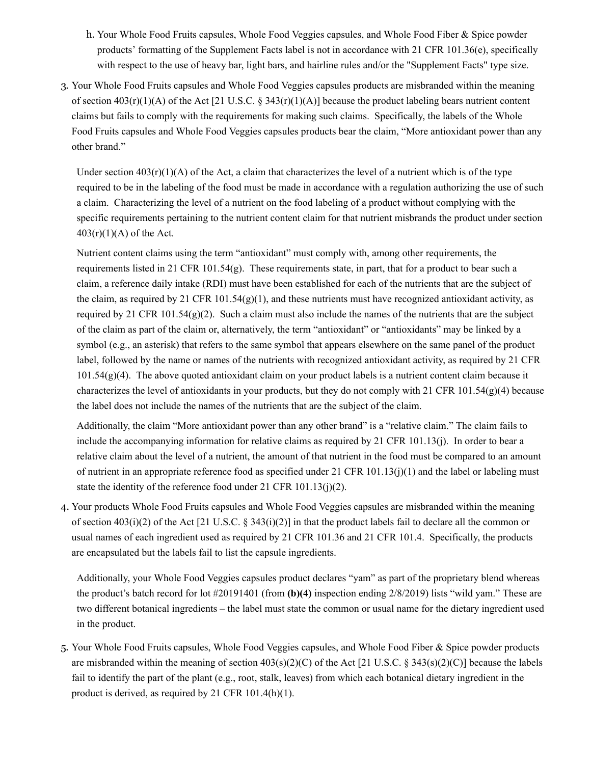h. Your Whole Food Fruits capsules, Whole Food Veggies capsules, and Whole Food Fiber & Spice powder products' formatting of the Supplement Facts label is not in accordance with 21 CFR 101.36(e), specifically with respect to the use of heavy bar, light bars, and hairline rules and/or the "Supplement Facts" type size.

3. Your Whole Food Fruits capsules and Whole Food Veggies capsules products are misbranded within the meaning of section 403(r)(1)(A) of the Act [21 U.S.C. § 343(r)(1)(A)] because the product labeling bears nutrient content claims but fails to comply with the requirements for making such claims. Specifically, the labels of the Whole Food Fruits capsules and Whole Food Veggies capsules products bear the claim, "More antioxidant power than any other brand."

   Under section 403(r)(1)(A) of the Act, a claim that characterizes the level of a nutrient which is of the type required to be in the labeling of the food must be made in accordance with a regulation authorizing the use of such a claim. Characterizing the level of a nutrient on the food labeling of a product without complying with the specific requirements pertaining to the nutrient content claim for that nutrient misbrands the product under section 403(r)(1)(A) of the Act.

   Nutrient content claims using the term "antioxidant" must comply with, among other requirements, the requirements listed in 21 CFR 101.54(g). These requirements state, in part, that for a product to bear such a claim, a reference daily intake (RDI) must have been established for each of the nutrients that are the subject of the claim, as required by 21 CFR 101.54(g)(1), and these nutrients must have recognized antioxidant activity, as required by 21 CFR 101.54(g)(2). Such a claim must also include the names of the nutrients that are the subject of the claim as part of the claim or, alternatively, the term "antioxidant" or "antioxidants" may be linked by a symbol (e.g., an asterisk) that refers to the same symbol that appears elsewhere on the same panel of the product label, followed by the name or names of the nutrients with recognized antioxidant activity, as required by 21 CFR 101.54(g)(4). The above quoted antioxidant claim on your product labels is a nutrient content claim because it characterizes the level of antioxidants in your products, but they do not comply with 21 CFR 101.54(g)(4) because the label does not include the names of the nutrients that are the subject of the claim.

   Additionally, the claim "More antioxidant power than any other brand" is a "relative claim." The claim fails to include the accompanying information for relative claims as required by 21 CFR 101.13(j). In order to bear a relative claim about the level of a nutrient, the amount of that nutrient in the food must be compared to an amount of nutrient in an appropriate reference food as specified under 21 CFR 101.13(j)(1) and the label or labeling must state the identity of the reference food under 21 CFR 101.13(j)(2).

4. Your products Whole Food Fruits capsules and Whole Food Veggies capsules are misbranded within the meaning of section 403(i)(2) of the Act [21 U.S.C. § 343(i)(2)] in that the product labels fail to declare all the common or usual names of each ingredient used as required by 21 CFR 101.36 and 21 CFR 101.4. Specifically, the products are encapsulated but the labels fail to list the capsule ingredients.

   Additionally, your Whole Food Veggies capsules product declares "yam" as part of the proprietary blend whereas the product's batch record for lot #20191401 (from **(b)(4)** inspection ending 2/8/2019) lists "wild yam." These are two different botanical ingredients – the label must state the common or usual name for the dietary ingredient used in the product.

5. Your Whole Food Fruits capsules, Whole Food Veggies capsules, and Whole Food Fiber & Spice powder products are misbranded within the meaning of section 403(s)(2)(C) of the Act [21 U.S.C. § 343(s)(2)(C)] because the labels fail to identify the part of the plant (e.g., root, stalk, leaves) from which each botanical dietary ingredient in the product is derived, as required by 21 CFR 101.4(h)(1).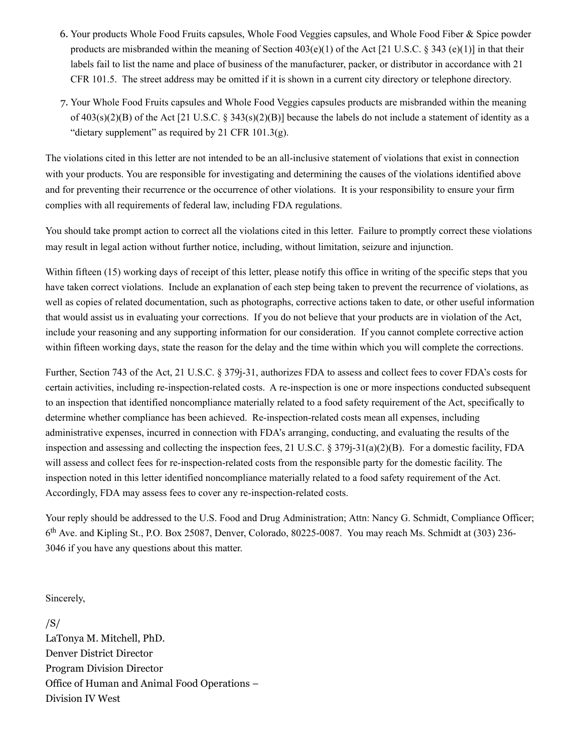6. Your products Whole Food Fruits capsules, Whole Food Veggies capsules, and Whole Food Fiber & Spice powder products are misbranded within the meaning of Section 403(e)(1) of the Act [21 U.S.C. § 343 (e)(1)] in that their labels fail to list the name and place of business of the manufacturer, packer, or distributor in accordance with 21 CFR 101.5. The street address may be omitted if it is shown in a current city directory or telephone directory.

7. Your Whole Food Fruits capsules and Whole Food Veggies capsules products are misbranded within the meaning of 403(s)(2)(B) of the Act [21 U.S.C. § 343(s)(2)(B)] because the labels do not include a statement of identity as a "dietary supplement" as required by 21 CFR 101.3(g).

The violations cited in this letter are not intended to be an all-inclusive statement of violations that exist in connection with your products. You are responsible for investigating and determining the causes of the violations identified above and for preventing their recurrence or the occurrence of other violations. It is your responsibility to ensure your firm complies with all requirements of federal law, including FDA regulations.

You should take prompt action to correct all the violations cited in this letter. Failure to promptly correct these violations may result in legal action without further notice, including, without limitation, seizure and injunction.

Within fifteen (15) working days of receipt of this letter, please notify this office in writing of the specific steps that you have taken correct violations. Include an explanation of each step being taken to prevent the recurrence of violations, as well as copies of related documentation, such as photographs, corrective actions taken to date, or other useful information that would assist us in evaluating your corrections. If you do not believe that your products are in violation of the Act, include your reasoning and any supporting information for our consideration. If you cannot complete corrective action within fifteen working days, state the reason for the delay and the time within which you will complete the corrections.

Further, Section 743 of the Act, 21 U.S.C. § 379j-31, authorizes FDA to assess and collect fees to cover FDA's costs for certain activities, including re-inspection-related costs. A re-inspection is one or more inspections conducted subsequent to an inspection that identified noncompliance materially related to a food safety requirement of the Act, specifically to determine whether compliance has been achieved. Re-inspection-related costs mean all expenses, including administrative expenses, incurred in connection with FDA's arranging, conducting, and evaluating the results of the inspection and assessing and collecting the inspection fees, 21 U.S.C. § 379j-31(a)(2)(B). For a domestic facility, FDA will assess and collect fees for re-inspection-related costs from the responsible party for the domestic facility. The inspection noted in this letter identified noncompliance materially related to a food safety requirement of the Act. Accordingly, FDA may assess fees to cover any re-inspection-related costs.

Your reply should be addressed to the U.S. Food and Drug Administration; Attn: Nancy G. Schmidt, Compliance Officer; 6th Ave. and Kipling St., P.O. Box 25087, Denver, Colorado, 80225-0087. You may reach Ms. Schmidt at (303) 236-3046 if you have any questions about this matter.

Sincerely,

/S/  
LaTonya M. Mitchell, PhD.  
Denver District Director  
Program Division Director  
Office of Human and Animal Food Operations –  
Division IV West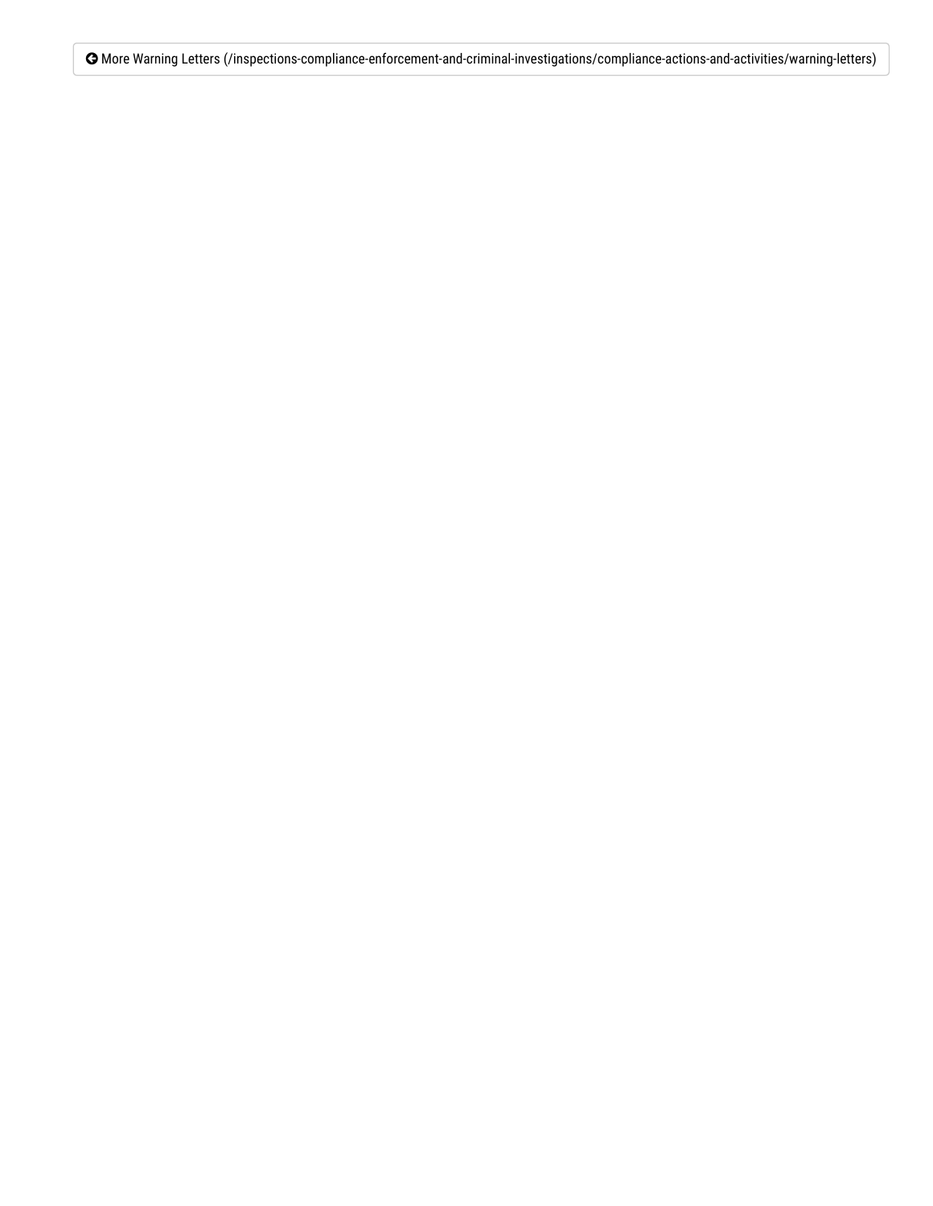More Warning Letters (/inspections-compliance-enforcement-and-criminal-investigations/compliance-actions-and-activities/warning-letters)